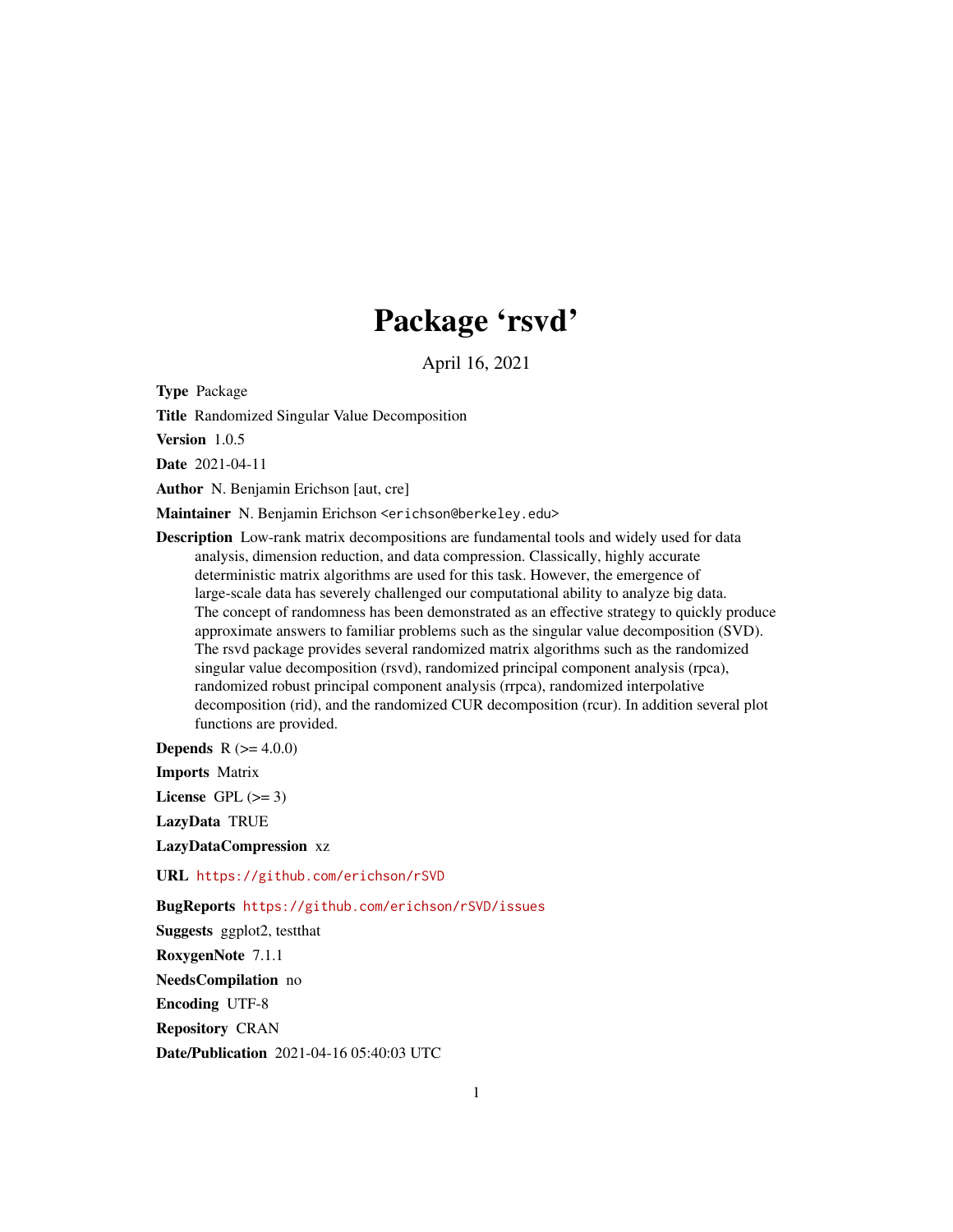# Package 'rsvd'

April 16, 2021

**Type** Package

**Title** Randomized Singular Value Decomposition

**Version** 1.0.5

**Date** 2021-04-11

**Author** N. Benjamin Erichson [aut, cre]

**Maintainer** N. Benjamin Erichson <erichson@berkeley.edu>

**Description** Low-rank matrix decompositions are fundamental tools and widely used for data analysis, dimension reduction, and data compression. Classically, highly accurate deterministic matrix algorithms are used for this task. However, the emergence of large-scale data has severely challenged our computational ability to analyze big data. The concept of randomness has been demonstrated as an effective strategy to quickly produce approximate answers to familiar problems such as the singular value decomposition (SVD). The rsvd package provides several randomized matrix algorithms such as the randomized singular value decomposition (rsvd), randomized principal component analysis (rpca), randomized robust principal component analysis (rrpca), randomized interpolative decomposition (rid), and the randomized CUR decomposition (rcur). In addition several plot functions are provided.

**Depends** R (>= 4.0.0)

**Imports** Matrix

**License** GPL (>= 3)

**LazyData** TRUE

**LazyDataCompression** xz

**URL** https://github.com/erichson/rSVD

**BugReports** https://github.com/erichson/rSVD/issues

**Suggests** ggplot2, testthat

**RoxygenNote** 7.1.1

**NeedsCompilation** no

**Encoding** UTF-8

**Repository** CRAN

**Date/Publication** 2021-04-16 05:40:03 UTC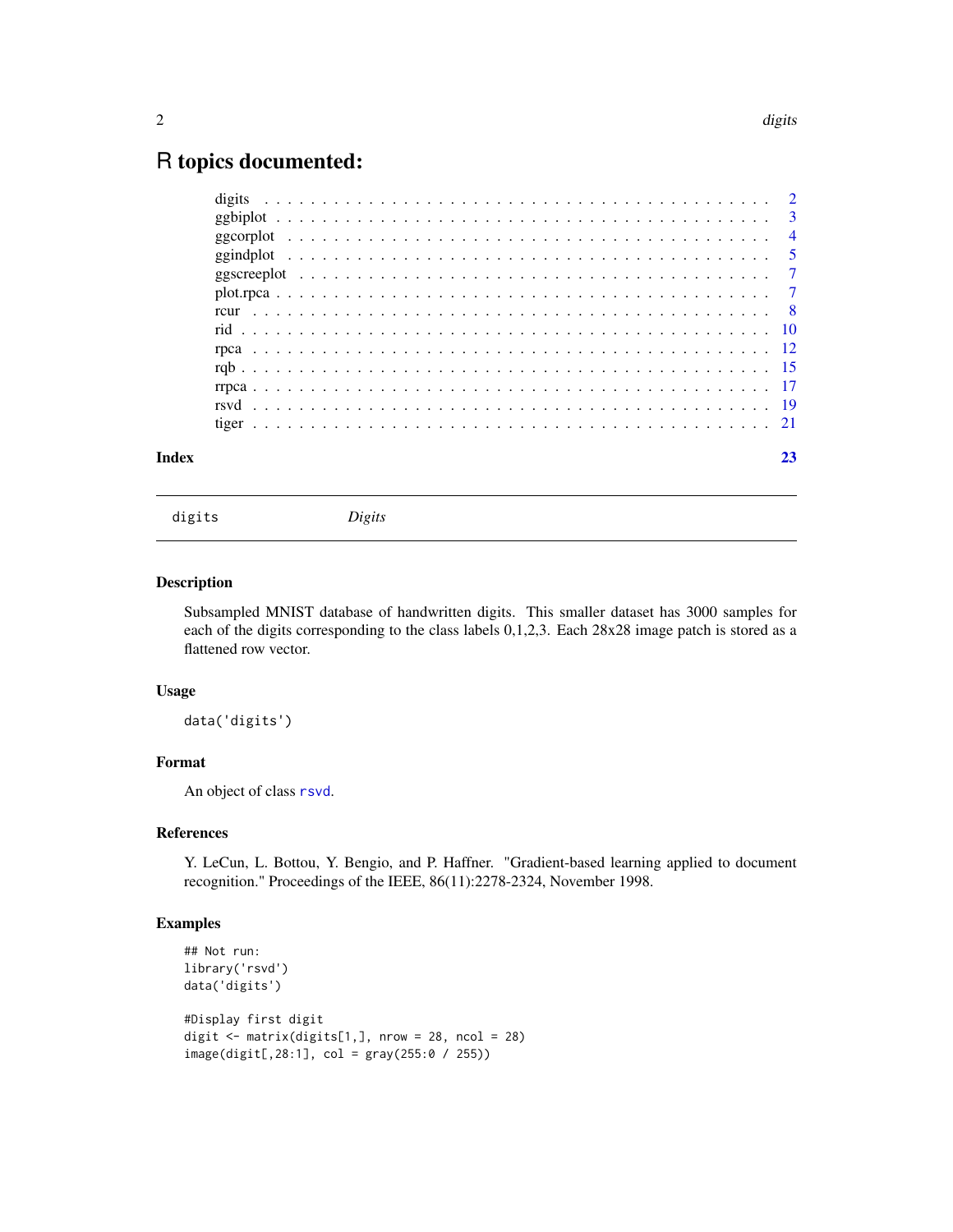# R topics documented:

| | |
|---|---|
| digits | 2 |
| ggbiplot | 3 |
| ggcorplot | 4 |
| ggindplot | 5 |
| ggscreeplot | 7 |
| plot.rpca | 7 |
| rcur | 8 |
| rid | 10 |
| rpca | 12 |
| rqb | 15 |
| rrpca | 17 |
| rsvd | 19 |
| tiger | 21 |
| **Index** | **23** |

---

`digits` *Digits*

---

## Description

Subsampled MNIST database of handwritten digits. This smaller dataset has 3000 samples for each of the digits corresponding to the class labels 0,1,2,3. Each 28x28 image patch is stored as a flattened row vector.

## Usage

```
data('digits')
```

## Format

An object of class `rsvd`.

## References

Y. LeCun, L. Bottou, Y. Bengio, and P. Haffner. "Gradient-based learning applied to document recognition." Proceedings of the IEEE, 86(11):2278-2324, November 1998.

## Examples

```
## Not run:
library('rsvd')
data('digits')

#Display first digit
digit <- matrix(digits[1,], nrow = 28, ncol = 28)
image(digit[,28:1], col = gray(255:0 / 255))
```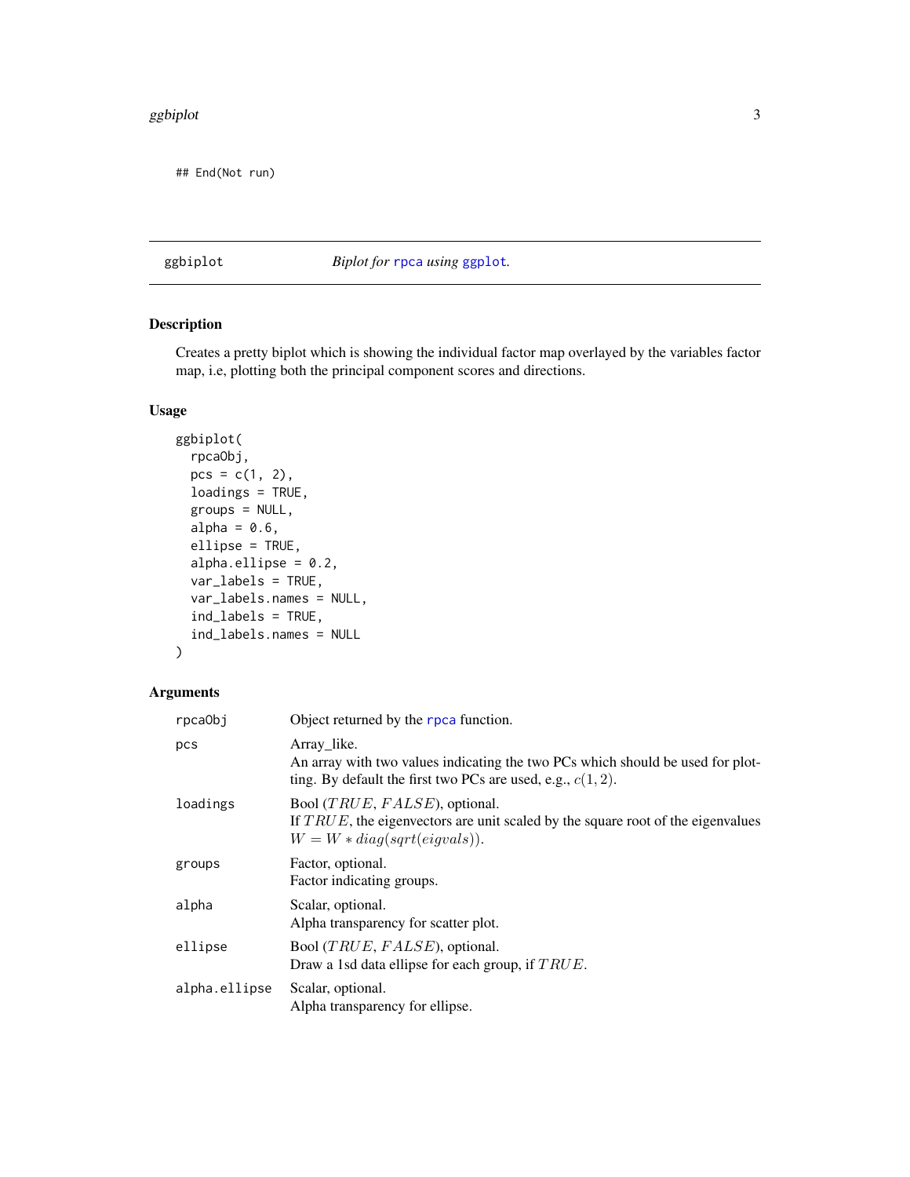```
## End(Not run)
```

## ggbiplot — *Biplot for rpca using ggplot.*

### Description

Creates a pretty biplot which is showing the individual factor map overlayed by the variables factor map, i.e, plotting both the principal component scores and directions.

### Usage

```
ggbiplot(
  rpcaObj,
  pcs = c(1, 2),
  loadings = TRUE,
  groups = NULL,
  alpha = 0.6,
  ellipse = TRUE,
  alpha.ellipse = 0.2,
  var_labels = TRUE,
  var_labels.names = NULL,
  ind_labels = TRUE,
  ind_labels.names = NULL
)
```

### Arguments

| | |
|---|---|
| `rpcaObj` | Object returned by the `rpca` function. |
| `pcs` | Array_like.<br>An array with two values indicating the two PCs which should be used for plotting. By default the first two PCs are used, e.g., $c(1, 2)$. |
| `loadings` | Bool ($TRUE$, $FALSE$), optional.<br>If $TRUE$, the eigenvectors are unit scaled by the square root of the eigenvalues $W = W * diag(sqrt(eigvals))$. |
| `groups` | Factor, optional.<br>Factor indicating groups. |
| `alpha` | Scalar, optional.<br>Alpha transparency for scatter plot. |
| `ellipse` | Bool ($TRUE$, $FALSE$), optional.<br>Draw a 1sd data ellipse for each group, if $TRUE$. |
| `alpha.ellipse` | Scalar, optional.<br>Alpha transparency for ellipse. |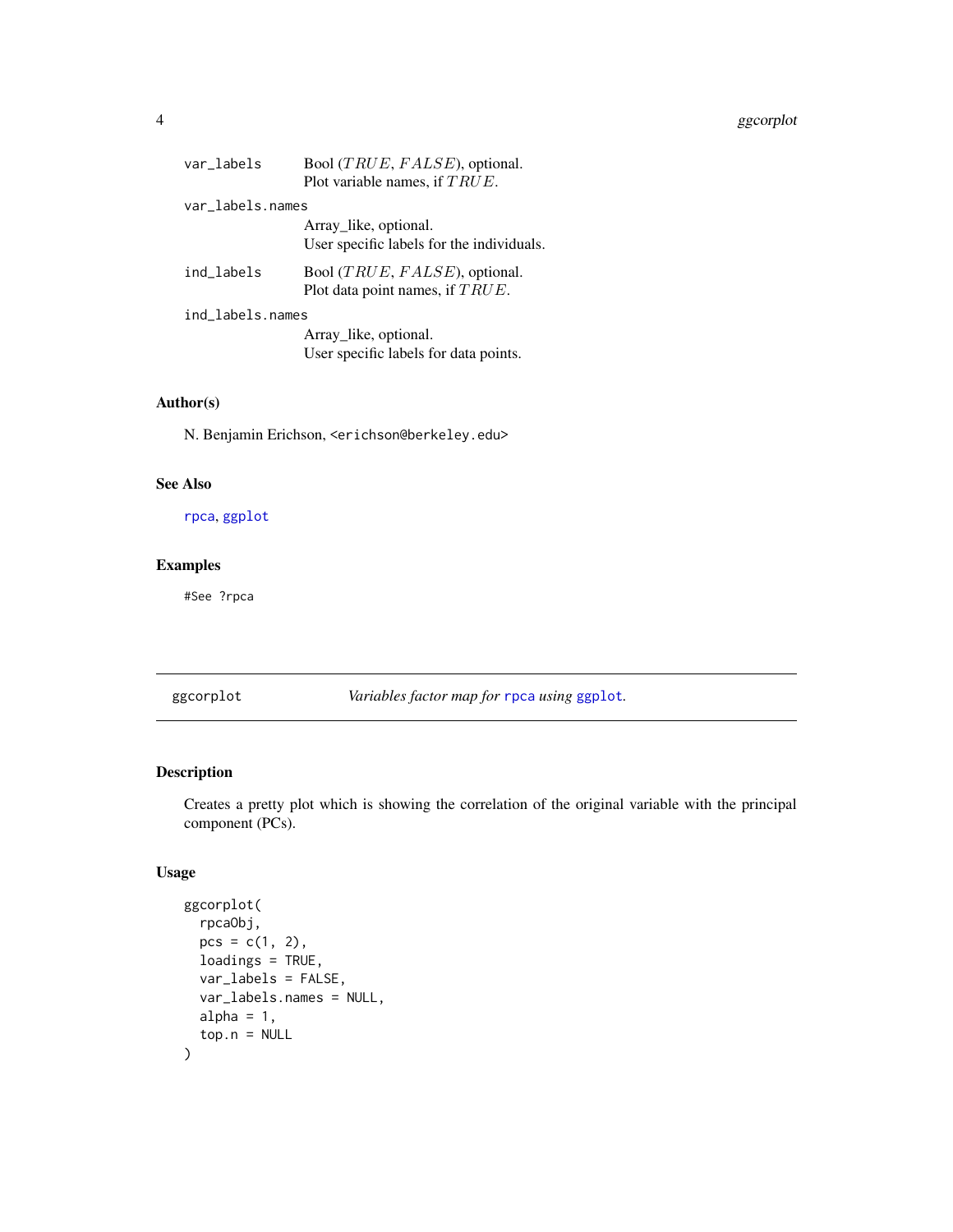| | |
|---|---|
| `var_labels` | Bool ($TRUE$, $FALSE$), optional.<br>Plot variable names, if $TRUE$. |
| `var_labels.names` | Array_like, optional.<br>User specific labels for the individuals. |
| `ind_labels` | Bool ($TRUE$, $FALSE$), optional.<br>Plot data point names, if $TRUE$. |
| `ind_labels.names` | Array_like, optional.<br>User specific labels for data points. |

### Author(s)

N. Benjamin Erichson, <erichson@berkeley.edu>

### See Also

rpca, ggplot

### Examples

```
#See ?rpca
```

---

## ggcorplot — *Variables factor map for* `rpca` *using* `ggplot`*.*

---

### Description

Creates a pretty plot which is showing the correlation of the original variable with the principal component (PCs).

### Usage

```
ggcorplot(
  rpcaObj,
  pcs = c(1, 2),
  loadings = TRUE,
  var_labels = FALSE,
  var_labels.names = NULL,
  alpha = 1,
  top.n = NULL
)
```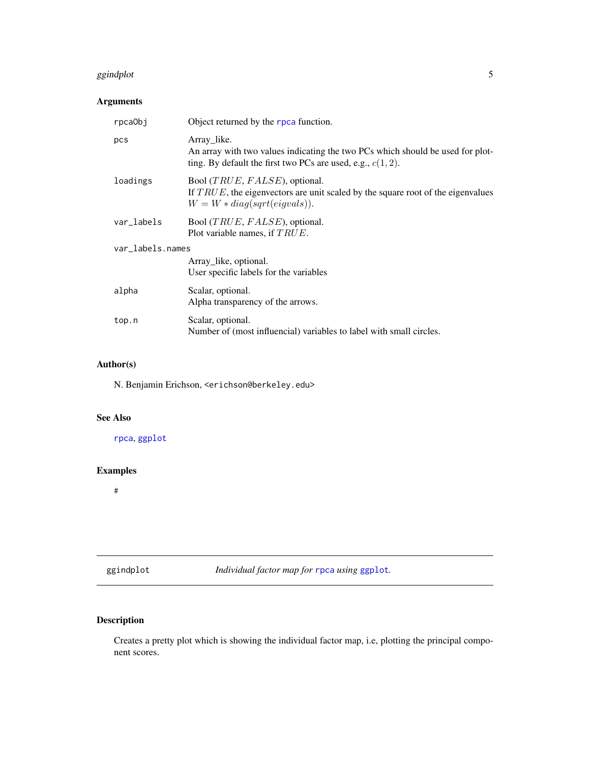### Arguments

| | |
|---|---|
| rpcaObj | Object returned by the rpca function. |
| pcs | Array_like.<br>An array with two values indicating the two PCs which should be used for plotting. By default the first two PCs are used, e.g., $c(1, 2)$. |
| loadings | Bool ($TRUE$, $FALSE$), optional.<br>If $TRUE$, the eigenvectors are unit scaled by the square root of the eigenvalues $W = W * diag(sqrt(eigvals))$. |
| var_labels | Bool ($TRUE$, $FALSE$), optional.<br>Plot variable names, if $TRUE$. |
| var_labels.names | Array_like, optional.<br>User specific labels for the variables |
| alpha | Scalar, optional.<br>Alpha transparency of the arrows. |
| top.n | Scalar, optional.<br>Number of (most influencial) variables to label with small circles. |

### Author(s)

N. Benjamin Erichson, <erichson@berkeley.edu>

### See Also

rpca, ggplot

### Examples

```
#
```

---

## ggindplot — *Individual factor map for* rpca *using* ggplot.

### Description

Creates a pretty plot which is showing the individual factor map, i.e, plotting the principal component scores.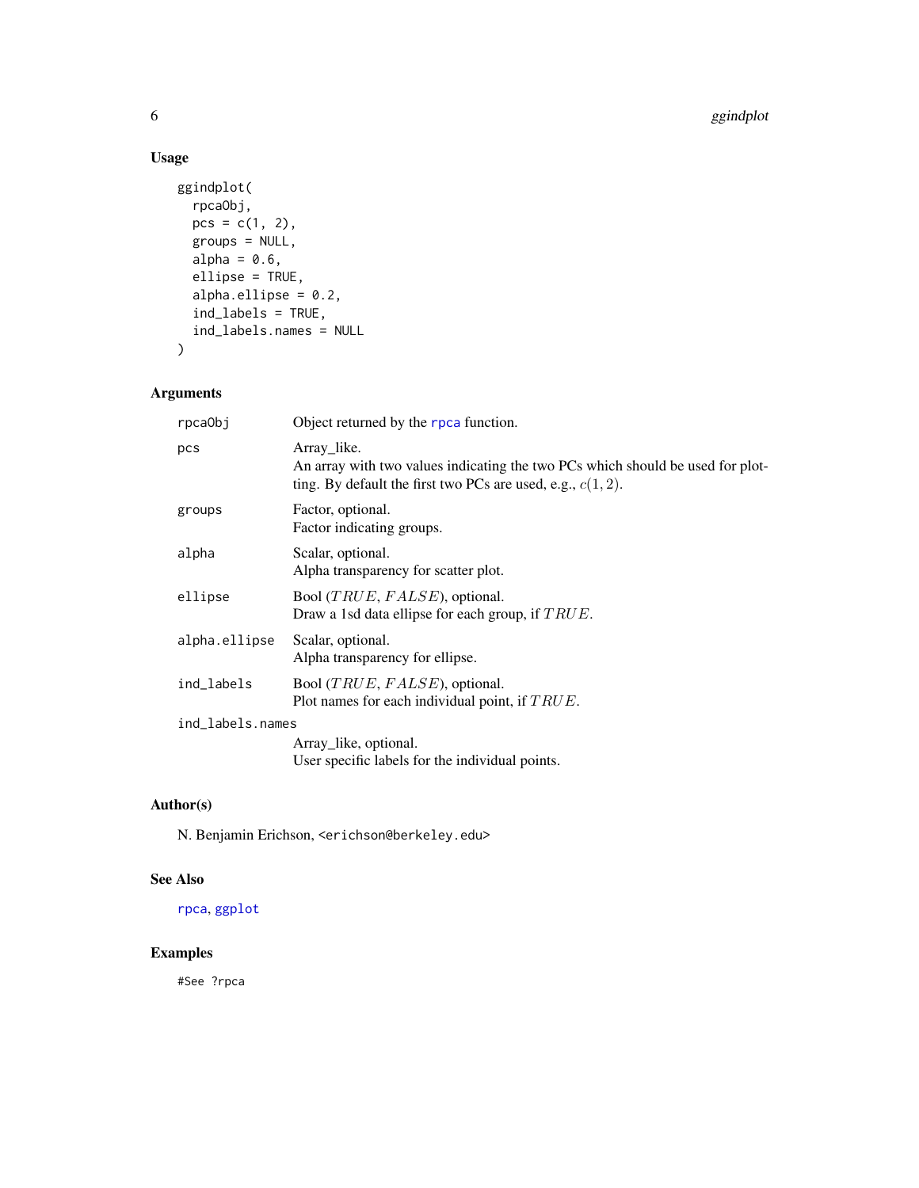## Usage

```
ggindplot(
  rpcaObj,
  pcs = c(1, 2),
  groups = NULL,
  alpha = 0.6,
  ellipse = TRUE,
  alpha.ellipse = 0.2,
  ind_labels = TRUE,
  ind_labels.names = NULL
)
```

## Arguments

| | |
|---|---|
| `rpcaObj` | Object returned by the `rpca` function. |
| `pcs` | Array_like.<br>An array with two values indicating the two PCs which should be used for plotting. By default the first two PCs are used, e.g., $c(1, 2)$. |
| `groups` | Factor, optional.<br>Factor indicating groups. |
| `alpha` | Scalar, optional.<br>Alpha transparency for scatter plot. |
| `ellipse` | Bool ($TRUE$, $FALSE$), optional.<br>Draw a 1sd data ellipse for each group, if $TRUE$. |
| `alpha.ellipse` | Scalar, optional.<br>Alpha transparency for ellipse. |
| `ind_labels` | Bool ($TRUE$, $FALSE$), optional.<br>Plot names for each individual point, if $TRUE$. |
| `ind_labels.names` | Array_like, optional.<br>User specific labels for the individual points. |

## Author(s)

N. Benjamin Erichson, <erichson@berkeley.edu>

## See Also

`rpca`, `ggplot`

## Examples

```
#See ?rpca
```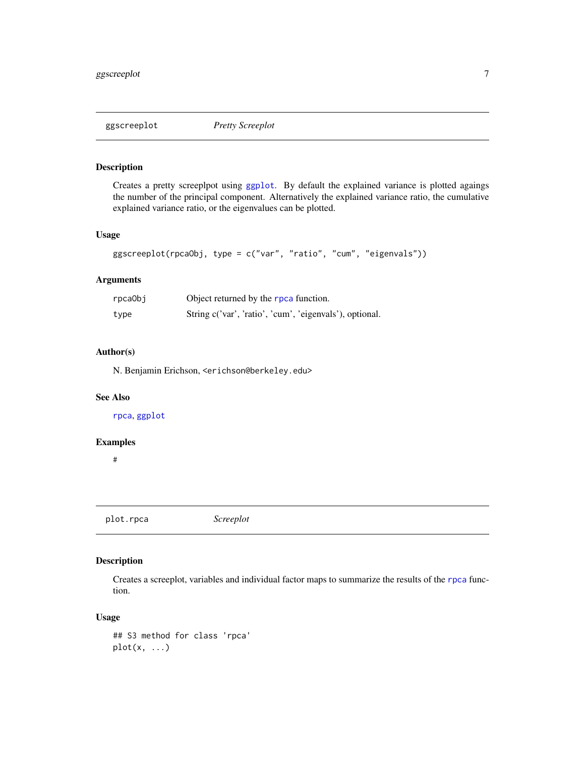## ggscreeplot *Pretty Screeplot*

### Description

Creates a pretty screeplpot using `ggplot`. By default the explained variance is plotted agaings the number of the principal component. Alternatively the explained variance ratio, the cumulative explained variance ratio, or the eigenvalues can be plotted.

### Usage

```
ggscreeplot(rpcaObj, type = c("var", "ratio", "cum", "eigenvals"))
```

### Arguments

| | |
|---|---|
| `rpcaObj` | Object returned by the `rpca` function. |
| `type` | String c('var', 'ratio', 'cum', 'eigenvals'), optional. |

### Author(s)

N. Benjamin Erichson, <erichson@berkeley.edu>

### See Also

`rpca`, `ggplot`

### Examples

```
#
```

## plot.rpca *Screeplot*

### Description

Creates a screeplot, variables and individual factor maps to summarize the results of the `rpca` function.

### Usage

```
## S3 method for class 'rpca'
plot(x, ...)
```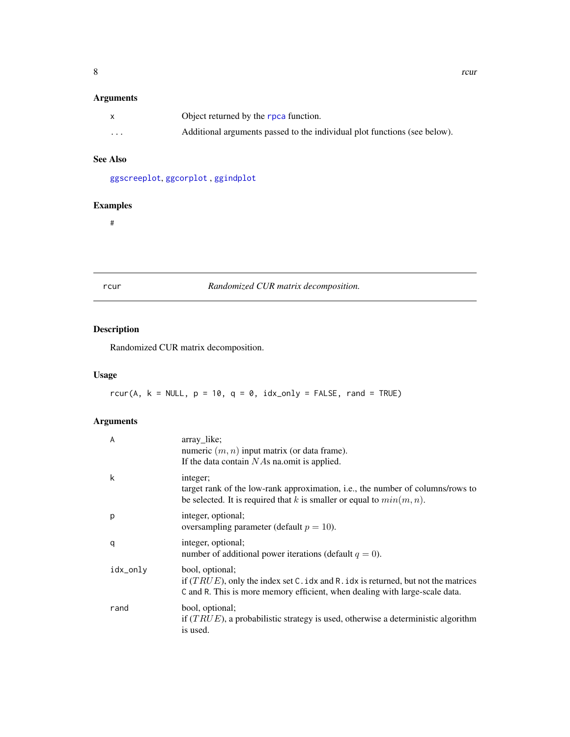## Arguments

| | |
|---|---|
| x | Object returned by the rpca function. |
| ... | Additional arguments passed to the individual plot functions (see below). |

## See Also

ggscreeplot, ggcorplot , ggindplot

## Examples

```
#
```

---

rcur *Randomized CUR matrix decomposition.*

---

## Description

Randomized CUR matrix decomposition.

## Usage

```
rcur(A, k = NULL, p = 10, q = 0, idx_only = FALSE, rand = TRUE)
```

## Arguments

| | |
|---|---|
| A | array_like;<br>numeric $(m, n)$ input matrix (or data frame).<br>If the data contain $NA$s na.omit is applied. |
| k | integer;<br>target rank of the low-rank approximation, i.e., the number of columns/rows to be selected. It is required that $k$ is smaller or equal to $min(m, n)$. |
| p | integer, optional;<br>oversampling parameter (default $p = 10$). |
| q | integer, optional;<br>number of additional power iterations (default $q = 0$). |
| idx_only | bool, optional;<br>if $(TRUE)$, only the index set C.idx and R.idx is returned, but not the matrices C and R. This is more memory efficient, when dealing with large-scale data. |
| rand | bool, optional;<br>if $(TRUE)$, a probabilistic strategy is used, otherwise a deterministic algorithm is used. |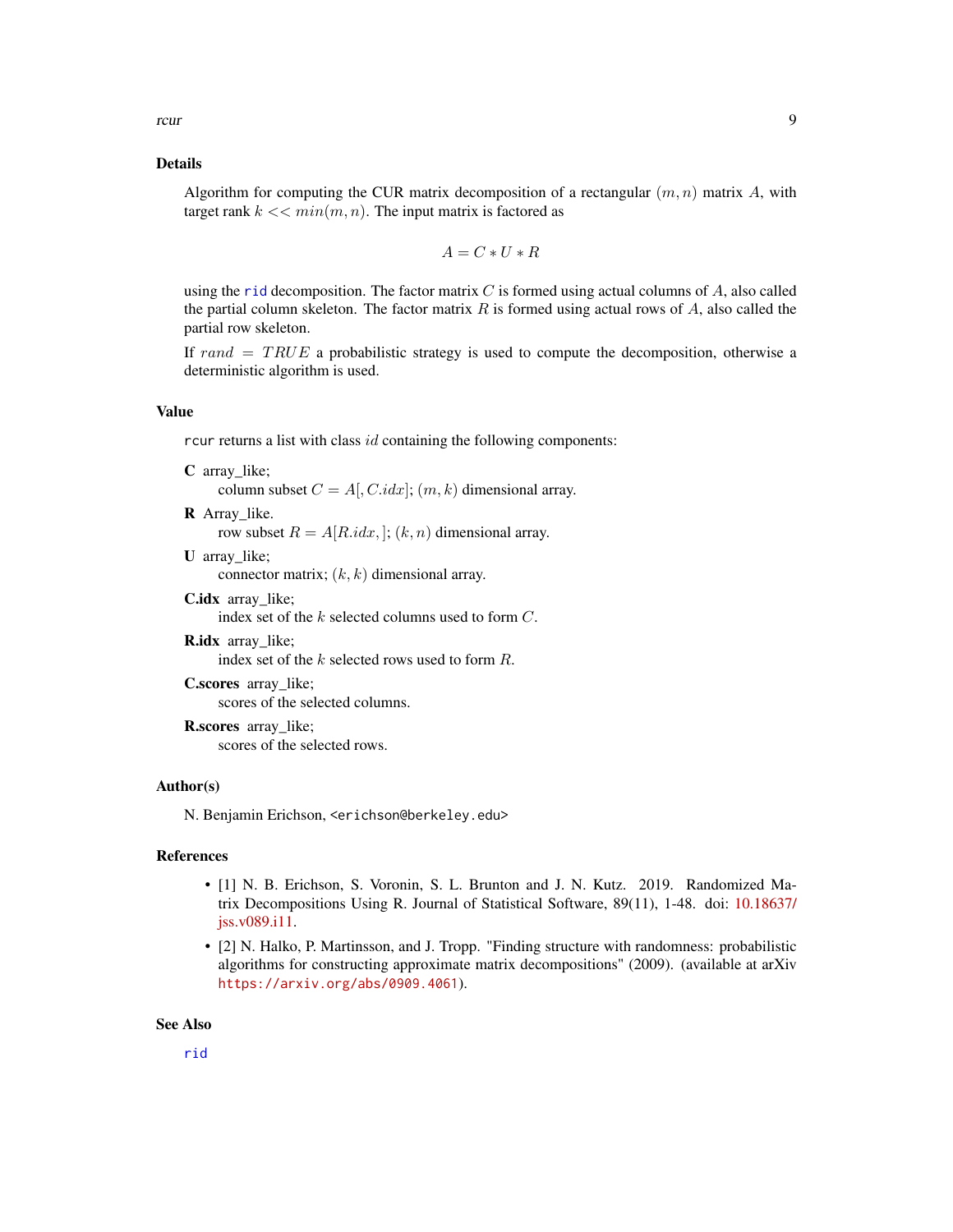## Details

Algorithm for computing the CUR matrix decomposition of a rectangular $(m, n)$ matrix $A$, with target rank $k << min(m, n)$. The input matrix is factored as

$$A = C * U * R$$

using the rid decomposition. The factor matrix $C$ is formed using actual columns of $A$, also called the partial column skeleton. The factor matrix $R$ is formed using actual rows of $A$, also called the partial row skeleton.

If $rand = TRUE$ a probabilistic strategy is used to compute the decomposition, otherwise a deterministic algorithm is used.

## Value

`rcur` returns a list with class $id$ containing the following components:

**C** array_like;
column subset $C = A[, C.idx]$; $(m, k)$ dimensional array.

**R** Array_like.
row subset $R = A[R.idx, ]$; $(k, n)$ dimensional array.

**U** array_like;
connector matrix; $(k, k)$ dimensional array.

**C.idx** array_like;
index set of the $k$ selected columns used to form $C$.

**R.idx** array_like;
index set of the $k$ selected rows used to form $R$.

**C.scores** array_like;
scores of the selected columns.

**R.scores** array_like;
scores of the selected rows.

## Author(s)

N. Benjamin Erichson, <erichson@berkeley.edu>

## References

- [1] N. B. Erichson, S. Voronin, S. L. Brunton and J. N. Kutz. 2019. Randomized Matrix Decompositions Using R. Journal of Statistical Software, 89(11), 1-48. doi: 10.18637/jss.v089.i11.
- [2] N. Halko, P. Martinsson, and J. Tropp. "Finding structure with randomness: probabilistic algorithms for constructing approximate matrix decompositions" (2009). (available at arXiv https://arxiv.org/abs/0909.4061).

## See Also

rid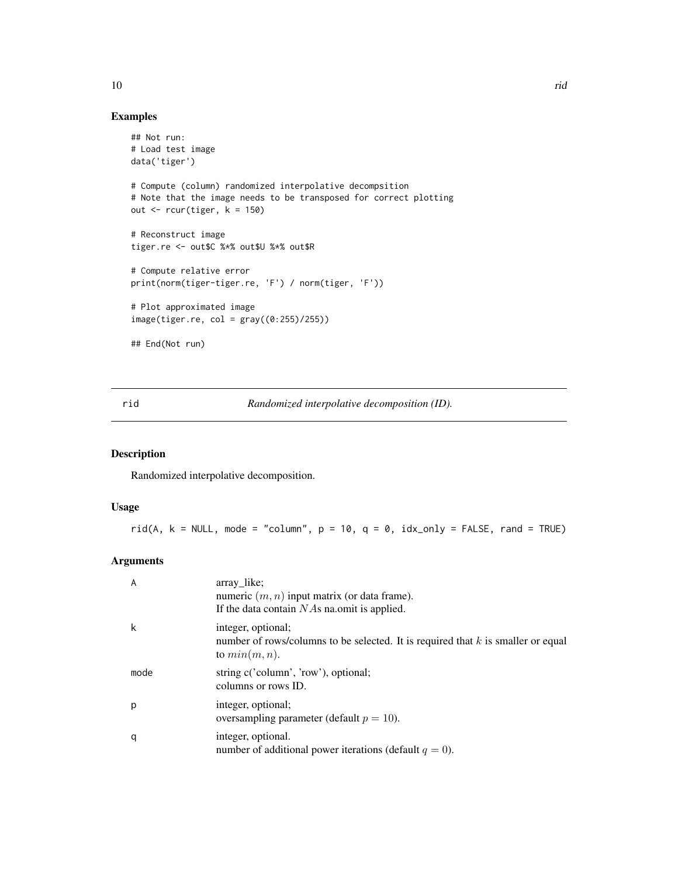## Examples

```
## Not run:
# Load test image
data('tiger')

# Compute (column) randomized interpolative decompsition
# Note that the image needs to be transposed for correct plotting
out <- rcur(tiger, k = 150)

# Reconstruct image
tiger.re <- out$C %*% out$U %*% out$R

# Compute relative error
print(norm(tiger-tiger.re, 'F') / norm(tiger, 'F'))

# Plot approximated image
image(tiger.re, col = gray((0:255)/255))

## End(Not run)
```

---

`rid` *Randomized interpolative decomposition (ID).*

---

## Description

Randomized interpolative decomposition.

## Usage

```
rid(A, k = NULL, mode = "column", p = 10, q = 0, idx_only = FALSE, rand = TRUE)
```

## Arguments

| | |
|---|---|
| A | array_like;<br>numeric $(m, n)$ input matrix (or data frame).<br>If the data contain $NA$s na.omit is applied. |
| k | integer, optional;<br>number of rows/columns to be selected. It is required that $k$ is smaller or equal to $min(m, n)$. |
| mode | string c('column', 'row'), optional;<br>columns or rows ID. |
| p | integer, optional;<br>oversampling parameter (default $p = 10$). |
| q | integer, optional.<br>number of additional power iterations (default $q = 0$). |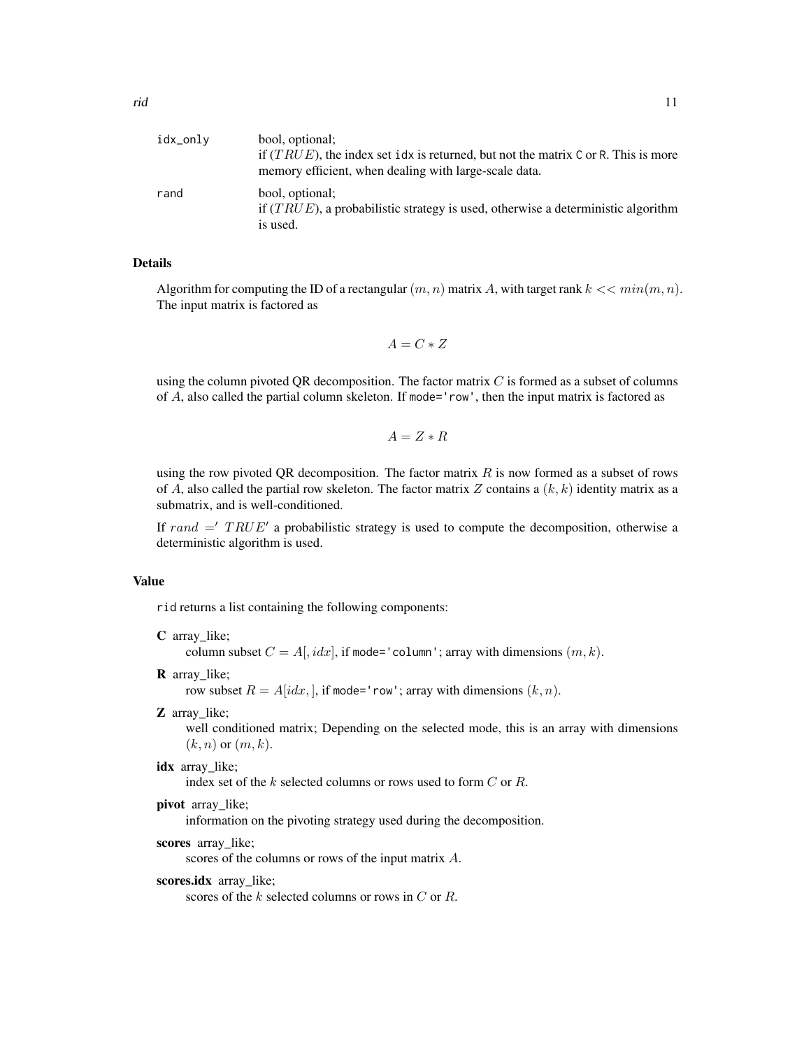| | |
|---|---|
| idx_only | bool, optional;<br>if ($TRUE$), the index set idx is returned, but not the matrix C or R. This is more memory efficient, when dealing with large-scale data. |
| rand | bool, optional;<br>if ($TRUE$), a probabilistic strategy is used, otherwise a deterministic algorithm is used. |

## Details

Algorithm for computing the ID of a rectangular $(m, n)$ matrix $A$, with target rank $k << min(m, n)$. The input matrix is factored as

$$A = C * Z$$

using the column pivoted QR decomposition. The factor matrix $C$ is formed as a subset of columns of $A$, also called the partial column skeleton. If mode='row', then the input matrix is factored as

$$A = Z * R$$

using the row pivoted QR decomposition. The factor matrix $R$ is now formed as a subset of rows of $A$, also called the partial row skeleton. The factor matrix $Z$ contains a $(k, k)$ identity matrix as a submatrix, and is well-conditioned.

If $rand =' TRUE'$ a probabilistic strategy is used to compute the decomposition, otherwise a deterministic algorithm is used.

## Value

rid returns a list containing the following components:

**C** array_like;
column subset $C = A[, idx]$, if mode='column'; array with dimensions $(m, k)$.

**R** array_like;
row subset $R = A[idx, ]$, if mode='row'; array with dimensions $(k, n)$.

**Z** array_like;
well conditioned matrix; Depending on the selected mode, this is an array with dimensions $(k, n)$ or $(m, k)$.

**idx** array_like;
index set of the $k$ selected columns or rows used to form $C$ or $R$.

**pivot** array_like;
information on the pivoting strategy used during the decomposition.

**scores** array_like;
scores of the columns or rows of the input matrix $A$.

**scores.idx** array_like;
scores of the $k$ selected columns or rows in $C$ or $R$.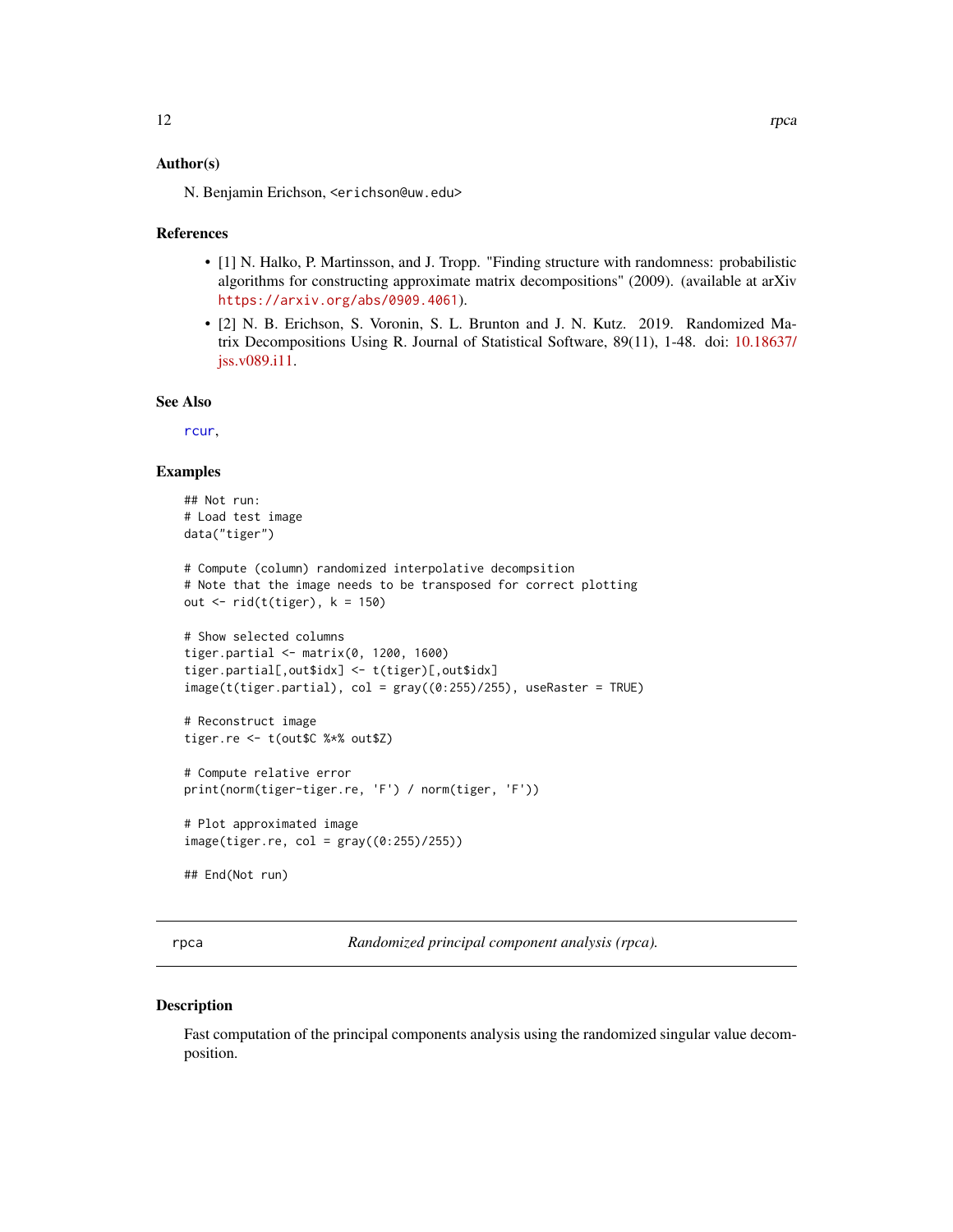### Author(s)

N. Benjamin Erichson, <erichson@uw.edu>

### References

- [1] N. Halko, P. Martinsson, and J. Tropp. "Finding structure with randomness: probabilistic algorithms for constructing approximate matrix decompositions" (2009). (available at arXiv https://arxiv.org/abs/0909.4061).
- [2] N. B. Erichson, S. Voronin, S. L. Brunton and J. N. Kutz. 2019. Randomized Matrix Decompositions Using R. Journal of Statistical Software, 89(11), 1-48. doi: 10.18637/jss.v089.i11.

### See Also

rcur,

### Examples

```
## Not run:
# Load test image
data("tiger")

# Compute (column) randomized interpolative decompsition
# Note that the image needs to be transposed for correct plotting
out <- rid(t(tiger), k = 150)

# Show selected columns
tiger.partial <- matrix(0, 1200, 1600)
tiger.partial[,out$idx] <- t(tiger)[,out$idx]
image(t(tiger.partial), col = gray((0:255)/255), useRaster = TRUE)

# Reconstruct image
tiger.re <- t(out$C %*% out$Z)

# Compute relative error
print(norm(tiger-tiger.re, 'F') / norm(tiger, 'F'))

# Plot approximated image
image(tiger.re, col = gray((0:255)/255))

## End(Not run)
```

---

## rpca — *Randomized principal component analysis (rpca).*

### Description

Fast computation of the principal components analysis using the randomized singular value decomposition.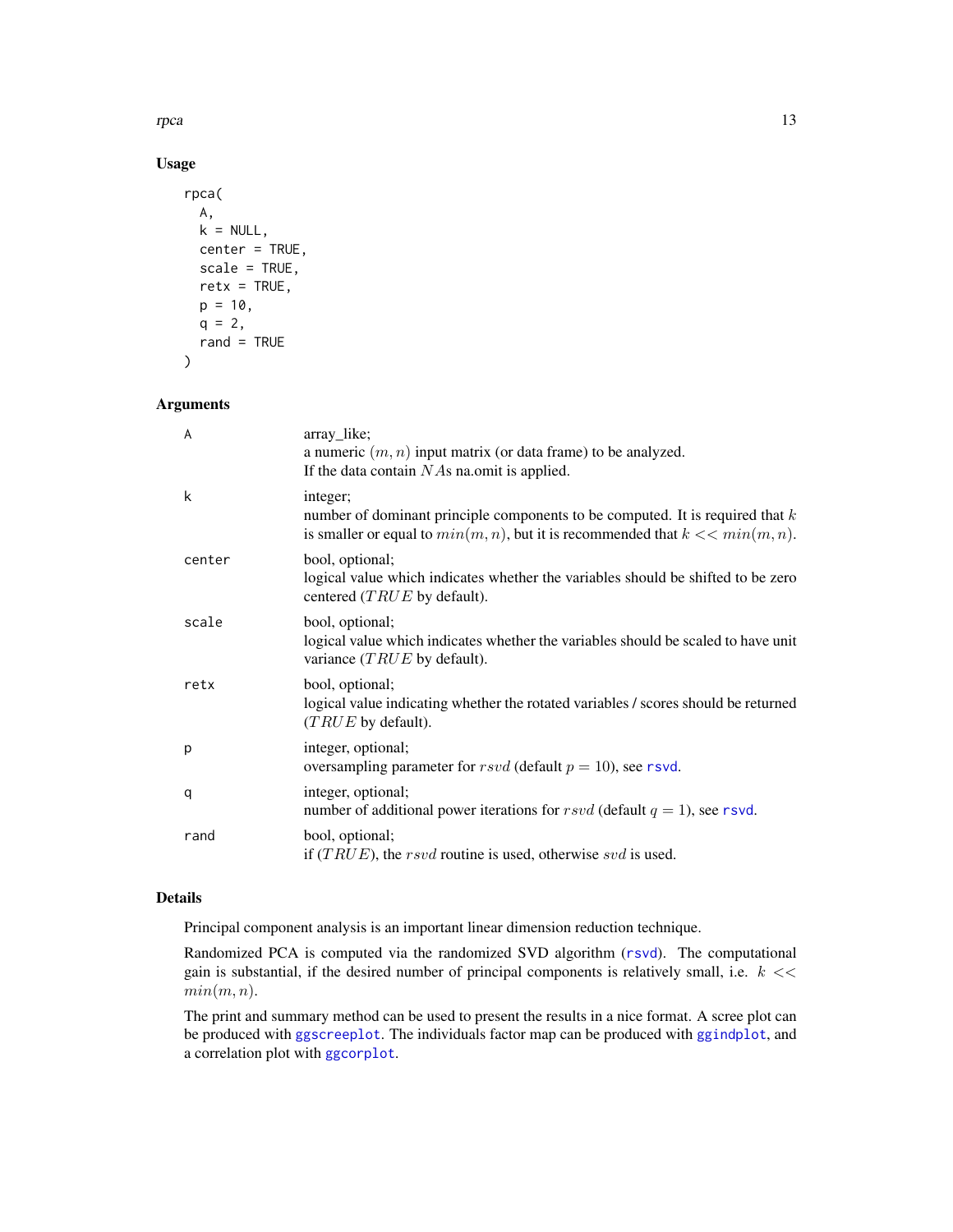## Usage

```
rpca(
  A,
  k = NULL,
  center = TRUE,
  scale = TRUE,
  retx = TRUE,
  p = 10,
  q = 2,
  rand = TRUE
)
```

## Arguments

| | |
|---|---|
| A | array_like; a numeric $(m, n)$ input matrix (or data frame) to be analyzed. If the data contain $NA$s na.omit is applied. |
| k | integer; number of dominant principle components to be computed. It is required that $k$ is smaller or equal to $min(m, n)$, but it is recommended that $k << min(m, n)$. |
| center | bool, optional; logical value which indicates whether the variables should be shifted to be zero centered ($TRUE$ by default). |
| scale | bool, optional; logical value which indicates whether the variables should be scaled to have unit variance ($TRUE$ by default). |
| retx | bool, optional; logical value indicating whether the rotated variables / scores should be returned ($TRUE$ by default). |
| p | integer, optional; oversampling parameter for $rsvd$ (default $p = 10$), see rsvd. |
| q | integer, optional; number of additional power iterations for $rsvd$ (default $q = 1$), see rsvd. |
| rand | bool, optional; if ($TRUE$), the $rsvd$ routine is used, otherwise $svd$ is used. |

## Details

Principal component analysis is an important linear dimension reduction technique.

Randomized PCA is computed via the randomized SVD algorithm (rsvd). The computational gain is substantial, if the desired number of principal components is relatively small, i.e. $k << min(m, n)$.

The print and summary method can be used to present the results in a nice format. A scree plot can be produced with ggscreeplot. The individuals factor map can be produced with ggindplot, and a correlation plot with ggcorplot.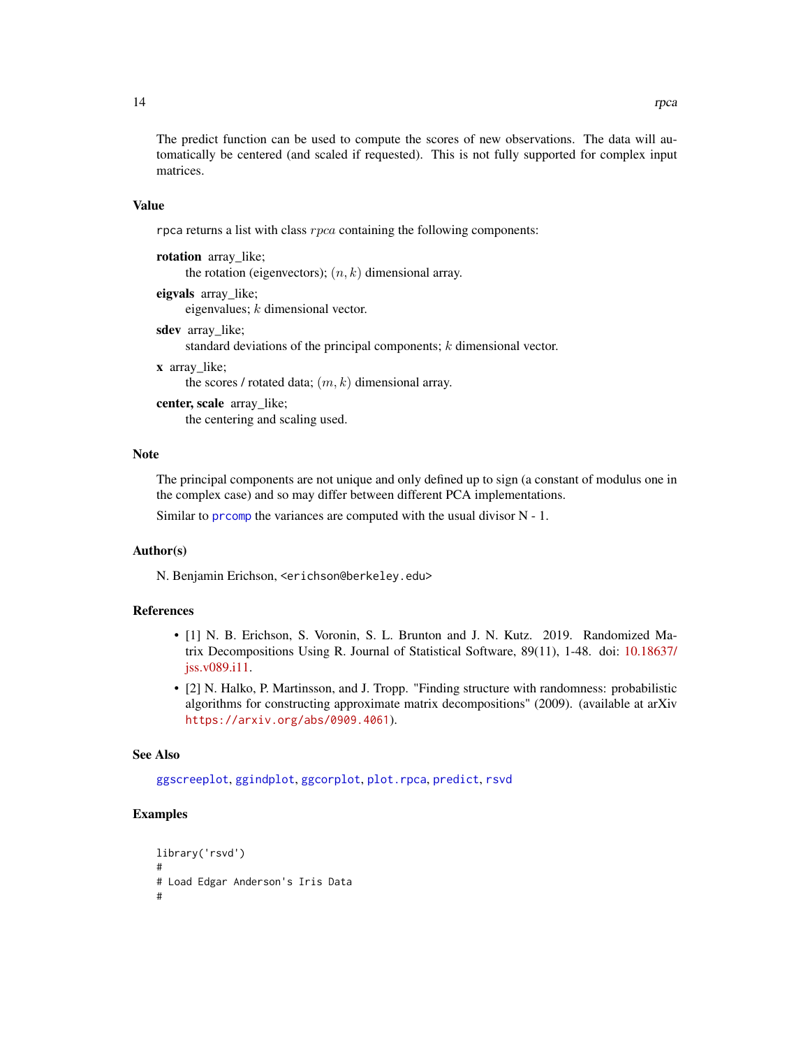The predict function can be used to compute the scores of new observations. The data will automatically be centered (and scaled if requested). This is not fully supported for complex input matrices.

## Value

`rpca` returns a list with class *rpca* containing the following components:

**rotation** array_like;
: the rotation (eigenvectors); $(n, k)$ dimensional array.

**eigvals** array_like;
: eigenvalues; $k$ dimensional vector.

**sdev** array_like;
: standard deviations of the principal components; $k$ dimensional vector.

**x** array_like;
: the scores / rotated data; $(m, k)$ dimensional array.

**center, scale** array_like;
: the centering and scaling used.

## Note

The principal components are not unique and only defined up to sign (a constant of modulus one in the complex case) and so may differ between different PCA implementations.

Similar to `prcomp` the variances are computed with the usual divisor N - 1.

## Author(s)

N. Benjamin Erichson, `<erichson@berkeley.edu>`

## References

- [1] N. B. Erichson, S. Voronin, S. L. Brunton and J. N. Kutz. 2019. Randomized Matrix Decompositions Using R. Journal of Statistical Software, 89(11), 1-48. doi: 10.18637/jss.v089.i11.
- [2] N. Halko, P. Martinsson, and J. Tropp. "Finding structure with randomness: probabilistic algorithms for constructing approximate matrix decompositions" (2009). (available at arXiv `https://arxiv.org/abs/0909.4061`).

## See Also

`ggscreeplot`, `ggindplot`, `ggcorplot`, `plot.rpca`, `predict`, `rsvd`

## Examples

```
library('rsvd')
#
# Load Edgar Anderson's Iris Data
#
```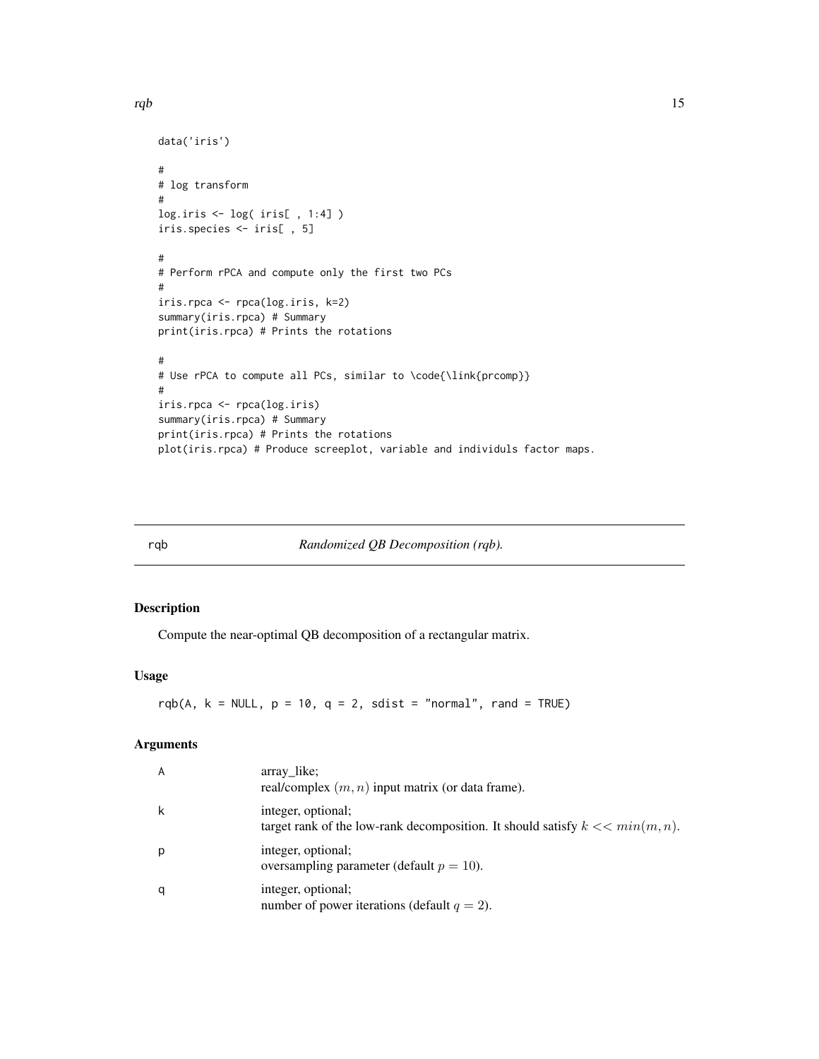```
data('iris')

#
# log transform
#
log.iris <- log( iris[ , 1:4] )
iris.species <- iris[ , 5]

#
# Perform rPCA and compute only the first two PCs
#
iris.rpca <- rpca(log.iris, k=2)
summary(iris.rpca) # Summary
print(iris.rpca) # Prints the rotations

#
# Use rPCA to compute all PCs, similar to \code{\link{prcomp}}
#
iris.rpca <- rpca(log.iris)
summary(iris.rpca) # Summary
print(iris.rpca) # Prints the rotations
plot(iris.rpca) # Produce screeplot, variable and individuls factor maps.
```

---

## rqb — *Randomized QB Decomposition (rqb).*

### Description

Compute the near-optimal QB decomposition of a rectangular matrix.

### Usage

```
rqb(A, k = NULL, p = 10, q = 2, sdist = "normal", rand = TRUE)
```

### Arguments

| | |
|---|---|
| A | array_like; <br> real/complex $(m, n)$ input matrix (or data frame). |
| k | integer, optional; <br> target rank of the low-rank decomposition. It should satisfy $k << min(m, n)$. |
| p | integer, optional; <br> oversampling parameter (default $p = 10$). |
| q | integer, optional; <br> number of power iterations (default $q = 2$). |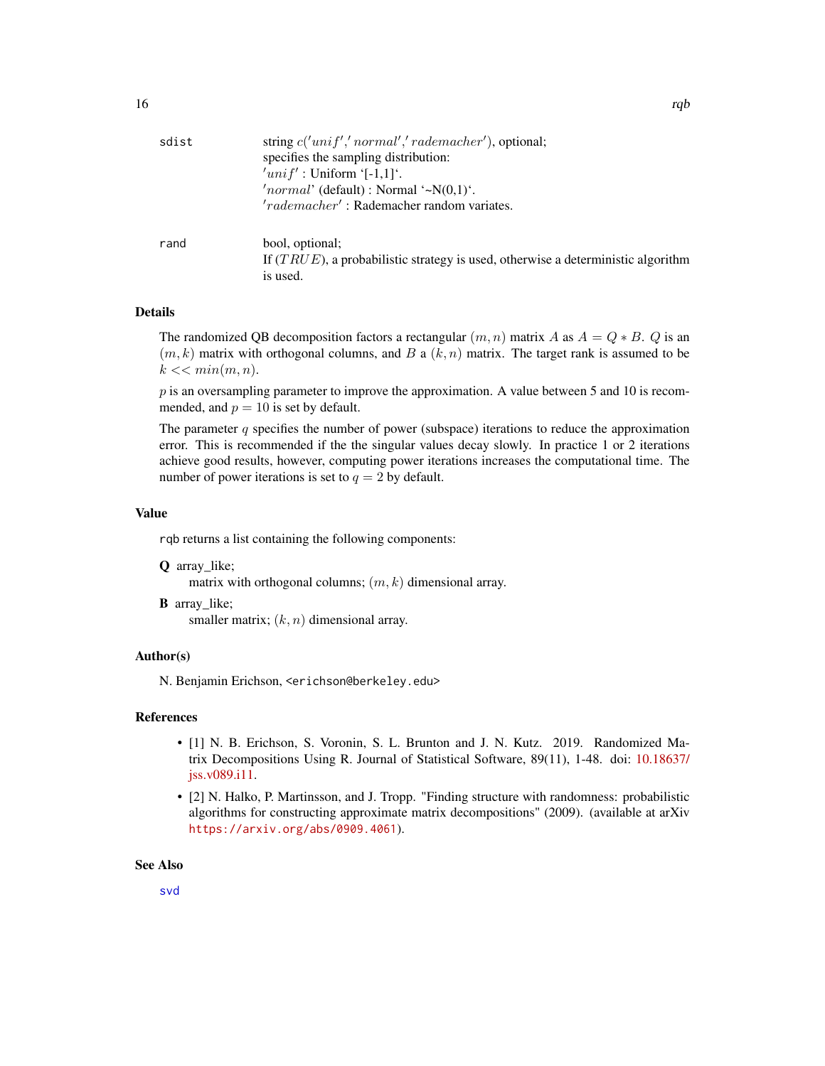| | |
|---|---|
| sdist | string $c('unif','normal','rademacher')$, optional; specifies the sampling distribution: $'unif'$ : Uniform '[-1,1]'. $'normal$' (default) : Normal '~N(0,1)'. $'rademacher'$ : Rademacher random variates. |
| rand | bool, optional; If $(TRUE)$, a probabilistic strategy is used, otherwise a deterministic algorithm is used. |

## Details

The randomized QB decomposition factors a rectangular $(m, n)$ matrix $A$ as $A = Q * B$. $Q$ is an $(m, k)$ matrix with orthogonal columns, and $B$ a $(k, n)$ matrix. The target rank is assumed to be $k << min(m, n)$.

$p$ is an oversampling parameter to improve the approximation. A value between 5 and 10 is recommended, and $p = 10$ is set by default.

The parameter $q$ specifies the number of power (subspace) iterations to reduce the approximation error. This is recommended if the the singular values decay slowly. In practice 1 or 2 iterations achieve good results, however, computing power iterations increases the computational time. The number of power iterations is set to $q = 2$ by default.

## Value

rqb returns a list containing the following components:

**Q** array_like;
matrix with orthogonal columns; $(m, k)$ dimensional array.

**B** array_like;
smaller matrix; $(k, n)$ dimensional array.

## Author(s)

N. Benjamin Erichson, <erichson@berkeley.edu>

## References

- [1] N. B. Erichson, S. Voronin, S. L. Brunton and J. N. Kutz. 2019. Randomized Matrix Decompositions Using R. Journal of Statistical Software, 89(11), 1-48. doi: 10.18637/jss.v089.i11.
- [2] N. Halko, P. Martinsson, and J. Tropp. "Finding structure with randomness: probabilistic algorithms for constructing approximate matrix decompositions" (2009). (available at arXiv https://arxiv.org/abs/0909.4061).

## See Also

svd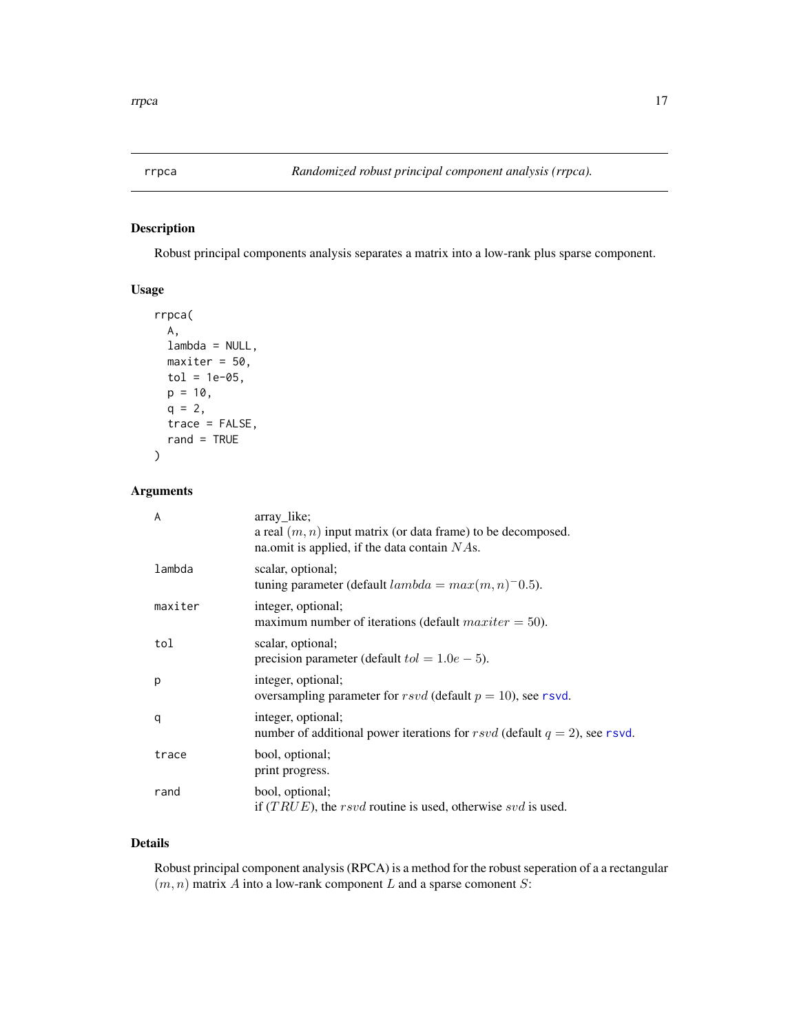# rrpca — *Randomized robust principal component analysis (rrpca).*

## Description

Robust principal components analysis separates a matrix into a low-rank plus sparse component.

## Usage

```
rrpca(
  A,
  lambda = NULL,
  maxiter = 50,
  tol = 1e-05,
  p = 10,
  q = 2,
  trace = FALSE,
  rand = TRUE
)
```

## Arguments

| | |
|---|---|
| A | array_like;<br>a real $(m, n)$ input matrix (or data frame) to be decomposed.<br>na.omit is applied, if the data contain $NA$s. |
| lambda | scalar, optional;<br>tuning parameter (default $lambda = max(m, n)^-0.5$). |
| maxiter | integer, optional;<br>maximum number of iterations (default $maxiter = 50$). |
| tol | scalar, optional;<br>precision parameter (default $tol = 1.0e - 5$). |
| p | integer, optional;<br>oversampling parameter for $rsvd$ (default $p = 10$), see rsvd. |
| q | integer, optional;<br>number of additional power iterations for $rsvd$ (default $q = 2$), see rsvd. |
| trace | bool, optional;<br>print progress. |
| rand | bool, optional;<br>if $(TRUE)$, the $rsvd$ routine is used, otherwise $svd$ is used. |

## Details

Robust principal component analysis (RPCA) is a method for the robust seperation of a a rectangular $(m, n)$ matrix $A$ into a low-rank component $L$ and a sparse comonent $S$: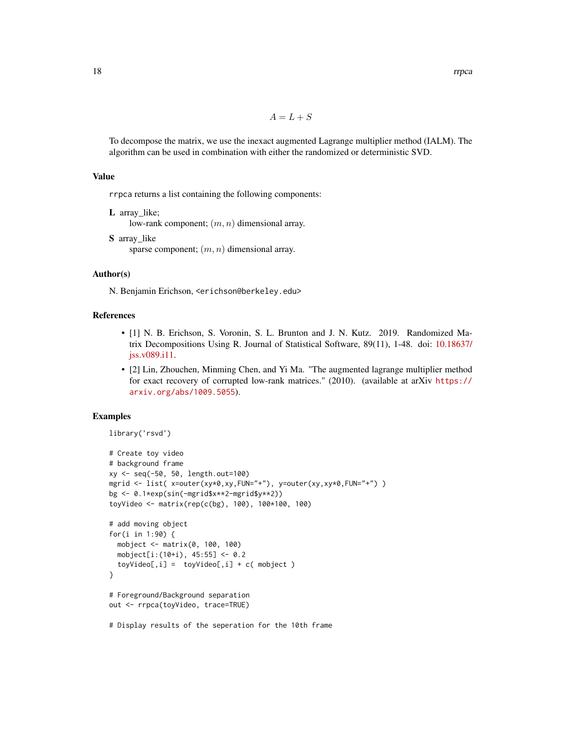$$A = L + S$$

To decompose the matrix, we use the inexact augmented Lagrange multiplier method (IALM). The algorithm can be used in combination with either the randomized or deterministic SVD.

## Value

`rrpca` returns a list containing the following components:

**L** array_like;
  low-rank component; $(m, n)$ dimensional array.

**S** array_like
  sparse component; $(m, n)$ dimensional array.

## Author(s)

N. Benjamin Erichson, <erichson@berkeley.edu>

## References

- [1] N. B. Erichson, S. Voronin, S. L. Brunton and J. N. Kutz. 2019. Randomized Matrix Decompositions Using R. Journal of Statistical Software, 89(11), 1-48. doi: 10.18637/jss.v089.i11.
- [2] Lin, Zhouchen, Minming Chen, and Yi Ma. "The augmented lagrange multiplier method for exact recovery of corrupted low-rank matrices." (2010). (available at arXiv https://arxiv.org/abs/1009.5055).

## Examples

```
library('rsvd')

# Create toy video
# background frame
xy <- seq(-50, 50, length.out=100)
mgrid <- list( x=outer(xy*0,xy,FUN="+"), y=outer(xy,xy*0,FUN="+") )
bg <- 0.1*exp(sin(-mgrid$x**2-mgrid$y**2))
toyVideo <- matrix(rep(c(bg), 100), 100*100, 100)

# add moving object
for(i in 1:90) {
  mobject <- matrix(0, 100, 100)
  mobject[i:(10+i), 45:55] <- 0.2
  toyVideo[,i] =  toyVideo[,i] + c( mobject )
}

# Foreground/Background separation
out <- rrpca(toyVideo, trace=TRUE)

# Display results of the seperation for the 10th frame
```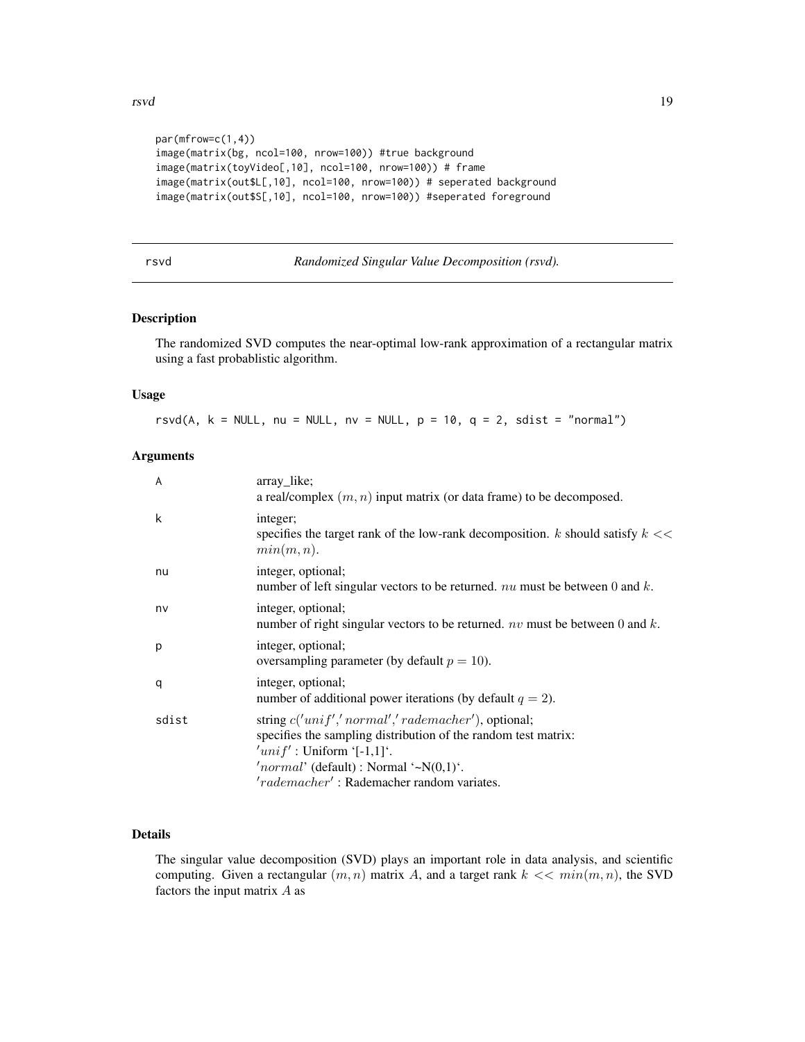```
par(mfrow=c(1,4))
image(matrix(bg, ncol=100, nrow=100)) #true background
image(matrix(toyVideo[,10], ncol=100, nrow=100)) # frame
image(matrix(out$L[,10], ncol=100, nrow=100)) # seperated background
image(matrix(out$S[,10], ncol=100, nrow=100)) #seperated foreground
```

## rsvd — *Randomized Singular Value Decomposition (rsvd).*

### Description

The randomized SVD computes the near-optimal low-rank approximation of a rectangular matrix using a fast probablistic algorithm.

### Usage

```
rsvd(A, k = NULL, nu = NULL, nv = NULL, p = 10, q = 2, sdist = "normal")
```

### Arguments

| | |
|---|---|
| A | array_like; a real/complex $(m, n)$ input matrix (or data frame) to be decomposed. |
| k | integer; specifies the target rank of the low-rank decomposition. $k$ should satisfy $k << min(m, n)$. |
| nu | integer, optional; number of left singular vectors to be returned. $nu$ must be between $0$ and $k$. |
| nv | integer, optional; number of right singular vectors to be returned. $nv$ must be between $0$ and $k$. |
| p | integer, optional; oversampling parameter (by default $p = 10$). |
| q | integer, optional; number of additional power iterations (by default $q = 2$). |
| sdist | string $c('unif', 'normal', 'rademacher')$, optional; specifies the sampling distribution of the random test matrix: $'unif'$ : Uniform '[-1,1]'. $'normal$' (default) : Normal '~N(0,1)'. $'rademacher'$ : Rademacher random variates. |

### Details

The singular value decomposition (SVD) plays an important role in data analysis, and scientific computing. Given a rectangular $(m, n)$ matrix $A$, and a target rank $k << min(m, n)$, the SVD factors the input matrix $A$ as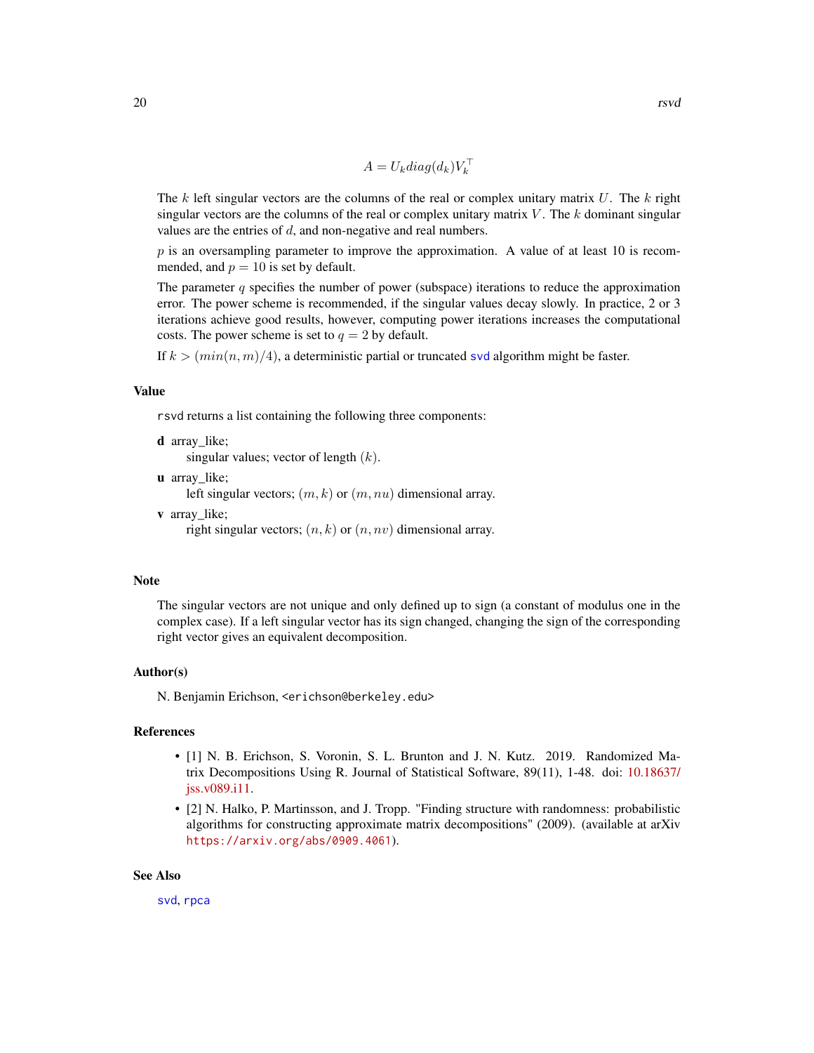$$A = U_k diag(d_k) V_k^\top$$

The $k$ left singular vectors are the columns of the real or complex unitary matrix $U$. The $k$ right singular vectors are the columns of the real or complex unitary matrix $V$. The $k$ dominant singular values are the entries of $d$, and non-negative and real numbers.

$p$ is an oversampling parameter to improve the approximation. A value of at least 10 is recommended, and $p = 10$ is set by default.

The parameter $q$ specifies the number of power (subspace) iterations to reduce the approximation error. The power scheme is recommended, if the singular values decay slowly. In practice, 2 or 3 iterations achieve good results, however, computing power iterations increases the computational costs. The power scheme is set to $q = 2$ by default.

If $k > (min(n, m)/4)$, a deterministic partial or truncated `svd` algorithm might be faster.

## Value

`rsvd` returns a list containing the following three components:

**d** array_like;
: singular values; vector of length $(k)$.

**u** array_like;
: left singular vectors; $(m, k)$ or $(m, nu)$ dimensional array.

**v** array_like;
: right singular vectors; $(n, k)$ or $(n, nv)$ dimensional array.

## Note

The singular vectors are not unique and only defined up to sign (a constant of modulus one in the complex case). If a left singular vector has its sign changed, changing the sign of the corresponding right vector gives an equivalent decomposition.

## Author(s)

N. Benjamin Erichson, `<erichson@berkeley.edu>`

## References

- [1] N. B. Erichson, S. Voronin, S. L. Brunton and J. N. Kutz. 2019. Randomized Matrix Decompositions Using R. Journal of Statistical Software, 89(11), 1-48. doi: 10.18637/jss.v089.i11.
- [2] N. Halko, P. Martinsson, and J. Tropp. "Finding structure with randomness: probabilistic algorithms for constructing approximate matrix decompositions" (2009). (available at arXiv `https://arxiv.org/abs/0909.4061`).

## See Also

`svd`, `rpca`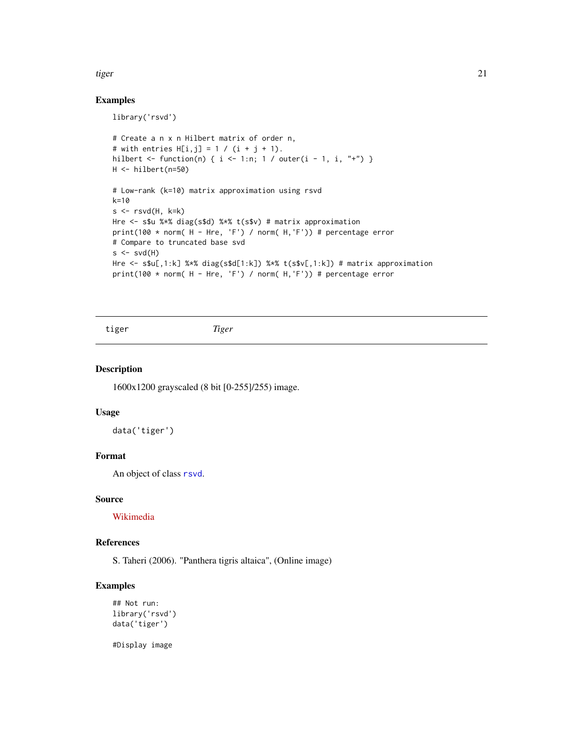## Examples

```
library('rsvd')

# Create a n x n Hilbert matrix of order n,
# with entries H[i,j] = 1 / (i + j + 1).
hilbert <- function(n) { i <- 1:n; 1 / outer(i - 1, i, "+") }
H <- hilbert(n=50)

# Low-rank (k=10) matrix approximation using rsvd
k=10
s <- rsvd(H, k=k)
Hre <- s$u %*% diag(s$d) %*% t(s$v) # matrix approximation
print(100 * norm( H - Hre, 'F') / norm( H,'F')) # percentage error
# Compare to truncated base svd
s <- svd(H)
Hre <- s$u[,1:k] %*% diag(s$d[1:k]) %*% t(s$v[,1:k]) # matrix approximation
print(100 * norm( H - Hre, 'F') / norm( H,'F')) # percentage error
```

---

# tiger *Tiger*

## Description

1600x1200 grayscaled (8 bit [0-255]/255) image.

## Usage

```
data('tiger')
```

## Format

An object of class `rsvd`.

## Source

Wikimedia

## References

S. Taheri (2006). "Panthera tigris altaica", (Online image)

## Examples

```
## Not run:
library('rsvd')
data('tiger')

#Display image
```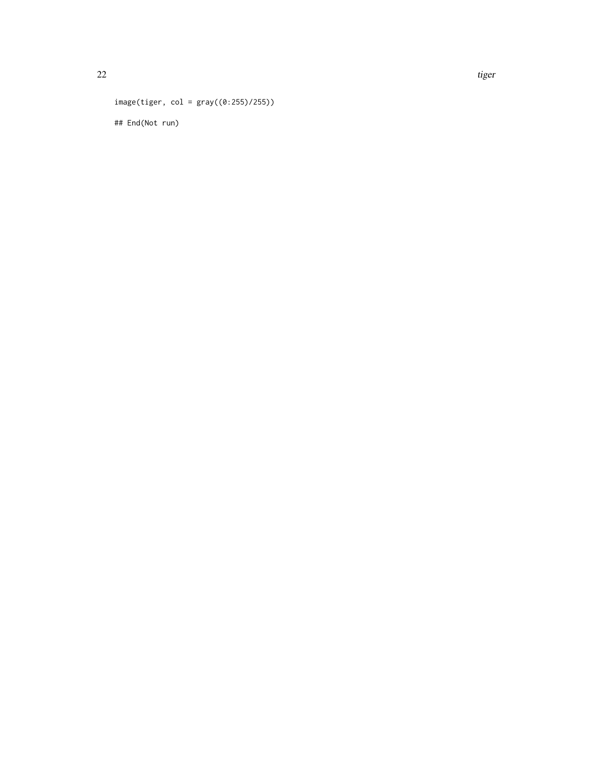```
image(tiger, col = gray((0:255)/255))

## End(Not run)
```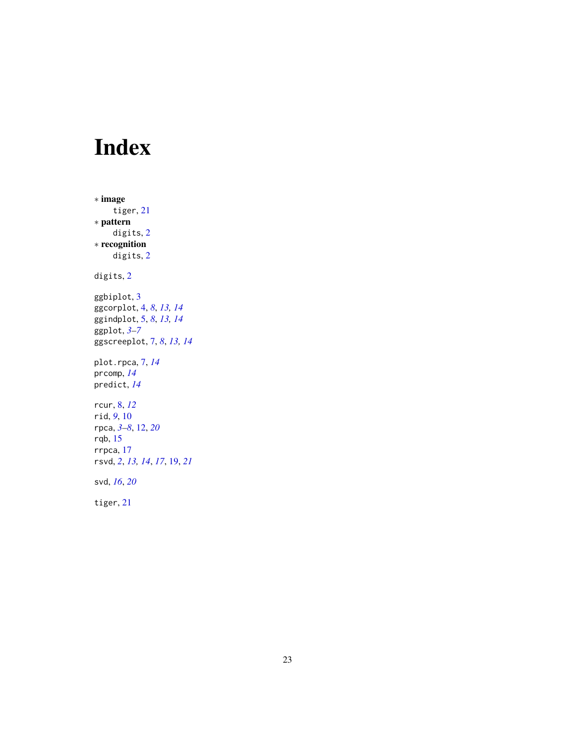# Index

∗ **image**
  tiger, 21

∗ **pattern**
  digits, 2

∗ **recognition**
  digits, 2

digits, 2

ggbiplot, 3
ggcorplot, 4, *8*, *13, 14*
ggindplot, 5, *8*, *13, 14*
ggplot, *3–7*
ggscreeplot, 7, *8*, *13, 14*

plot.rpca, 7, *14*
prcomp, *14*
predict, *14*

rcur, 8, *12*
rid, *9*, 10
rpca, *3–8*, 12, *20*
rqb, 15
rrpca, 17
rsvd, *2*, *13, 14*, *17*, 19, *21*

svd, *16*, *20*

tiger, 21